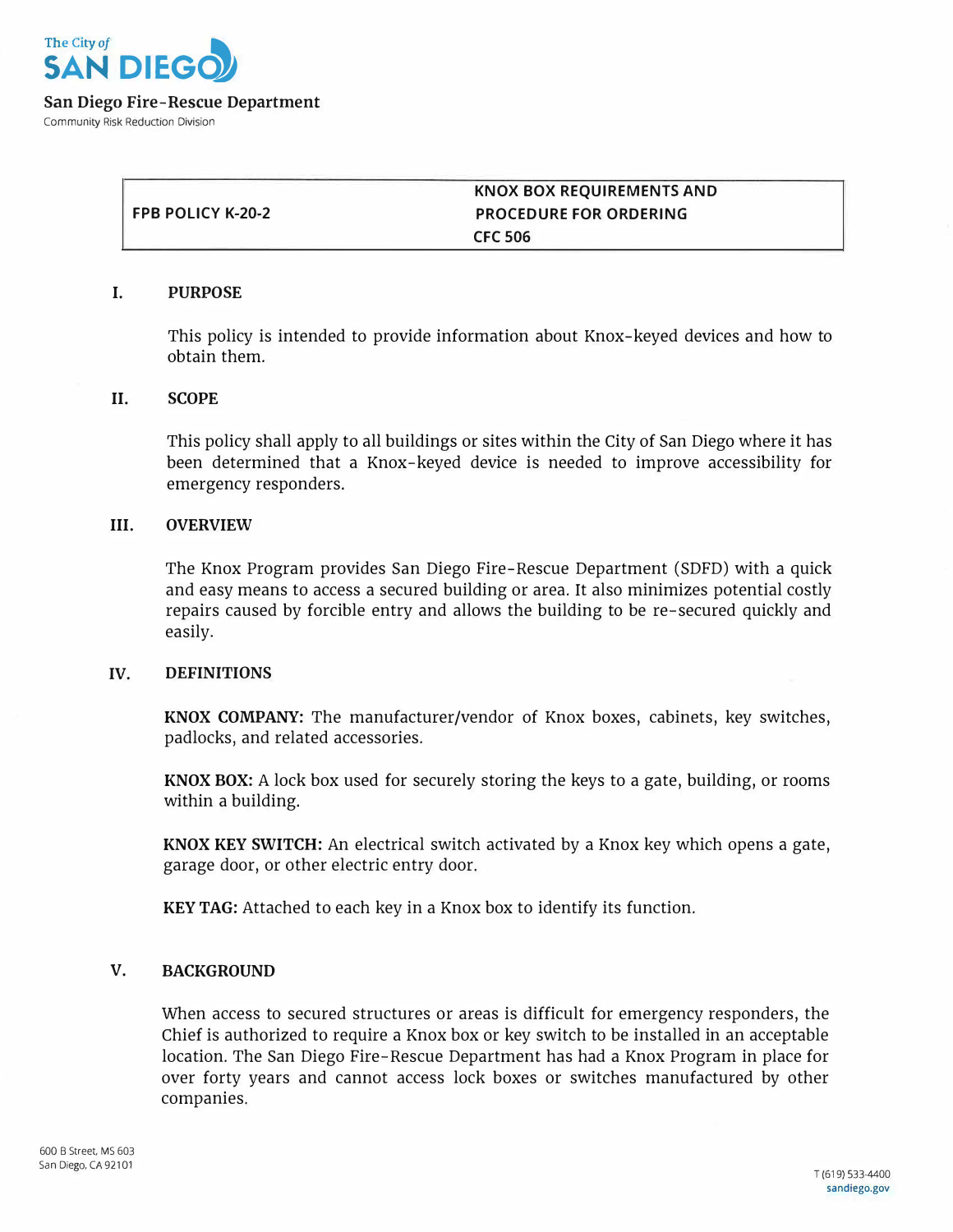The City of **SAN DIEGO**

**San Diego Fire-Rescue Department**

Community Risk Reduction Division

| | |
|---|---|
| **FPB POLICY K-20-2** | **KNOX BOX REQUIREMENTS AND PROCEDURE FOR ORDERING CFC 506** |

## I. PURPOSE

This policy is intended to provide information about Knox-keyed devices and how to obtain them.

## II. SCOPE

This policy shall apply to all buildings or sites within the City of San Diego where it has been determined that a Knox-keyed device is needed to improve accessibility for emergency responders.

## III. OVERVIEW

The Knox Program provides San Diego Fire-Rescue Department (SDFD) with a quick and easy means to access a secured building or area. It also minimizes potential costly repairs caused by forcible entry and allows the building to be re-secured quickly and easily.

## IV. DEFINITIONS

**KNOX COMPANY:** The manufacturer/vendor of Knox boxes, cabinets, key switches, padlocks, and related accessories.

**KNOX BOX:** A lock box used for securely storing the keys to a gate, building, or rooms within a building.

**KNOX KEY SWITCH:** An electrical switch activated by a Knox key which opens a gate, garage door, or other electric entry door.

**KEY TAG:** Attached to each key in a Knox box to identify its function.

## V. BACKGROUND

When access to secured structures or areas is difficult for emergency responders, the Chief is authorized to require a Knox box or key switch to be installed in an acceptable location. The San Diego Fire-Rescue Department has had a Knox Program in place for over forty years and cannot access lock boxes or switches manufactured by other companies.

600 B Street, MS 603
San Diego, CA 92101

T (619) 533-4400
sandiego.gov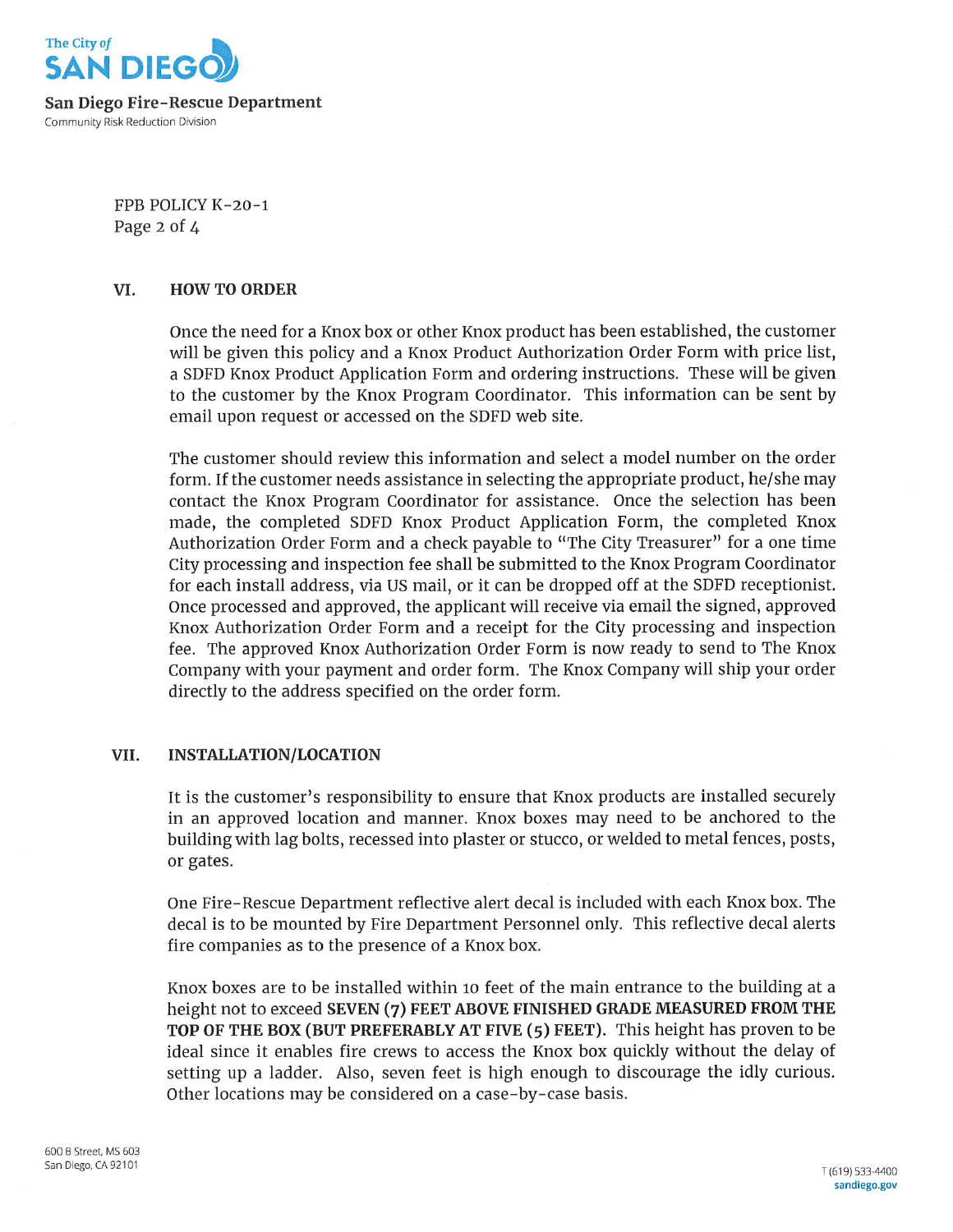## VI. HOW TO ORDER

Once the need for a Knox box or other Knox product has been established, the customer will be given this policy and a Knox Product Authorization Order Form with price list, a SDFD Knox Product Application Form and ordering instructions. These will be given to the customer by the Knox Program Coordinator. This information can be sent by email upon request or accessed on the SDFD web site.

The customer should review this information and select a model number on the order form. If the customer needs assistance in selecting the appropriate product, he/she may contact the Knox Program Coordinator for assistance. Once the selection has been made, the completed SDFD Knox Product Application Form, the completed Knox Authorization Order Form and a check payable to "The City Treasurer" for a one time City processing and inspection fee shall be submitted to the Knox Program Coordinator for each install address, via US mail, or it can be dropped off at the SDFD receptionist. Once processed and approved, the applicant will receive via email the signed, approved Knox Authorization Order Form and a receipt for the City processing and inspection fee. The approved Knox Authorization Order Form is now ready to send to The Knox Company with your payment and order form. The Knox Company will ship your order directly to the address specified on the order form.

## VII. INSTALLATION/LOCATION

It is the customer's responsibility to ensure that Knox products are installed securely in an approved location and manner. Knox boxes may need to be anchored to the building with lag bolts, recessed into plaster or stucco, or welded to metal fences, posts, or gates.

One Fire-Rescue Department reflective alert decal is included with each Knox box. The decal is to be mounted by Fire Department Personnel only. This reflective decal alerts fire companies as to the presence of a Knox box.

Knox boxes are to be installed within 10 feet of the main entrance to the building at a height not to exceed **SEVEN (7) FEET ABOVE FINISHED GRADE MEASURED FROM THE TOP OF THE BOX (BUT PREFERABLY AT FIVE (5) FEET).** This height has proven to be ideal since it enables fire crews to access the Knox box quickly without the delay of setting up a ladder. Also, seven feet is high enough to discourage the idly curious. Other locations may be considered on a case-by-case basis.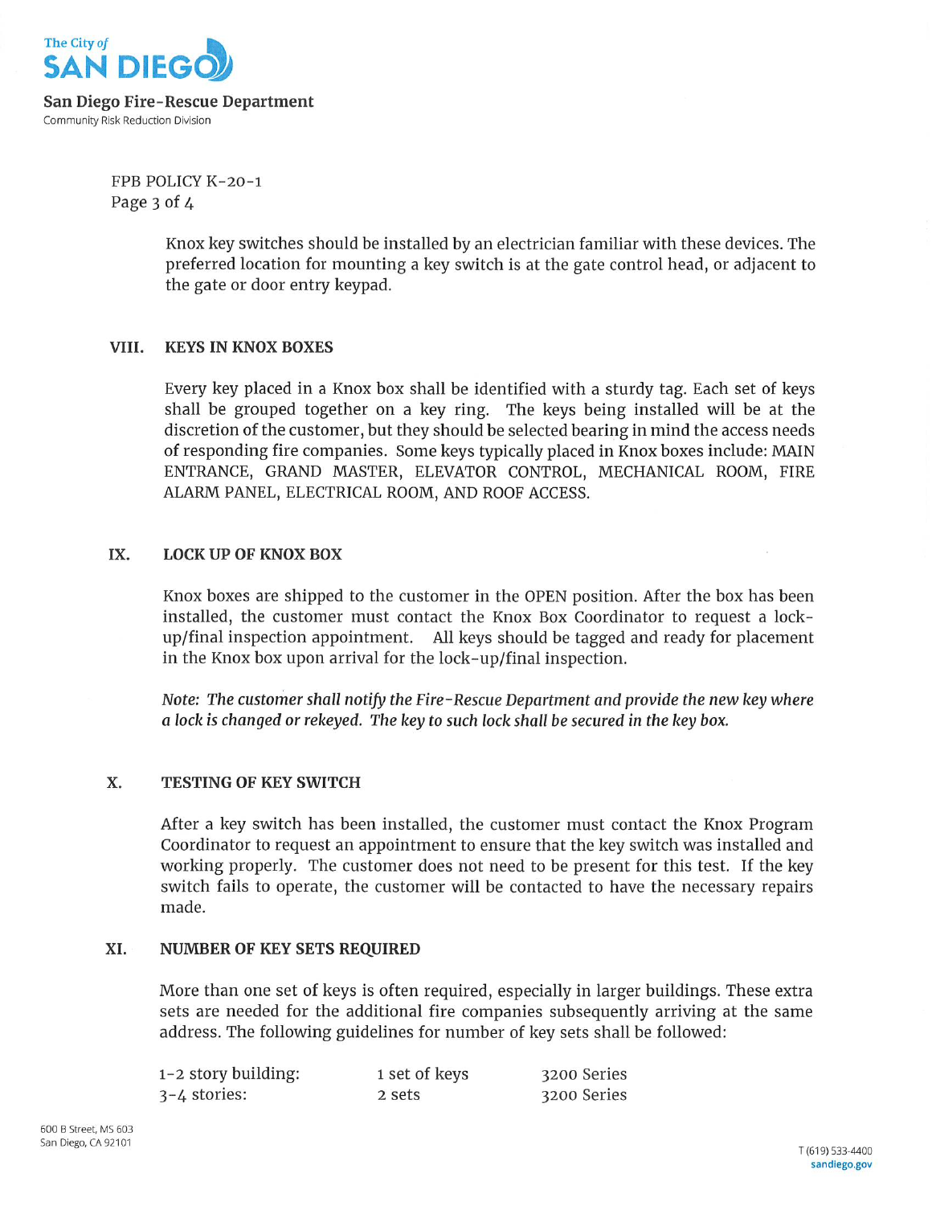Knox key switches should be installed by an electrician familiar with these devices. The preferred location for mounting a key switch is at the gate control head, or adjacent to the gate or door entry keypad.

## VIII. KEYS IN KNOX BOXES

Every key placed in a Knox box shall be identified with a sturdy tag. Each set of keys shall be grouped together on a key ring. The keys being installed will be at the discretion of the customer, but they should be selected bearing in mind the access needs of responding fire companies. Some keys typically placed in Knox boxes include: MAIN ENTRANCE, GRAND MASTER, ELEVATOR CONTROL, MECHANICAL ROOM, FIRE ALARM PANEL, ELECTRICAL ROOM, AND ROOF ACCESS.

## IX. LOCK UP OF KNOX BOX

Knox boxes are shipped to the customer in the OPEN position. After the box has been installed, the customer must contact the Knox Box Coordinator to request a lock-up/final inspection appointment. All keys should be tagged and ready for placement in the Knox box upon arrival for the lock-up/final inspection.

*Note: The customer shall notify the Fire-Rescue Department and provide the new key where a lock is changed or rekeyed. The key to such lock shall be secured in the key box.*

## X. TESTING OF KEY SWITCH

After a key switch has been installed, the customer must contact the Knox Program Coordinator to request an appointment to ensure that the key switch was installed and working properly. The customer does not need to be present for this test. If the key switch fails to operate, the customer will be contacted to have the necessary repairs made.

## XI. NUMBER OF KEY SETS REQUIRED

More than one set of keys is often required, especially in larger buildings. These extra sets are needed for the additional fire companies subsequently arriving at the same address. The following guidelines for number of key sets shall be followed:

| | | |
|---|---|---|
| 1-2 story building: | 1 set of keys | 3200 Series |
| 3-4 stories: | 2 sets | 3200 Series |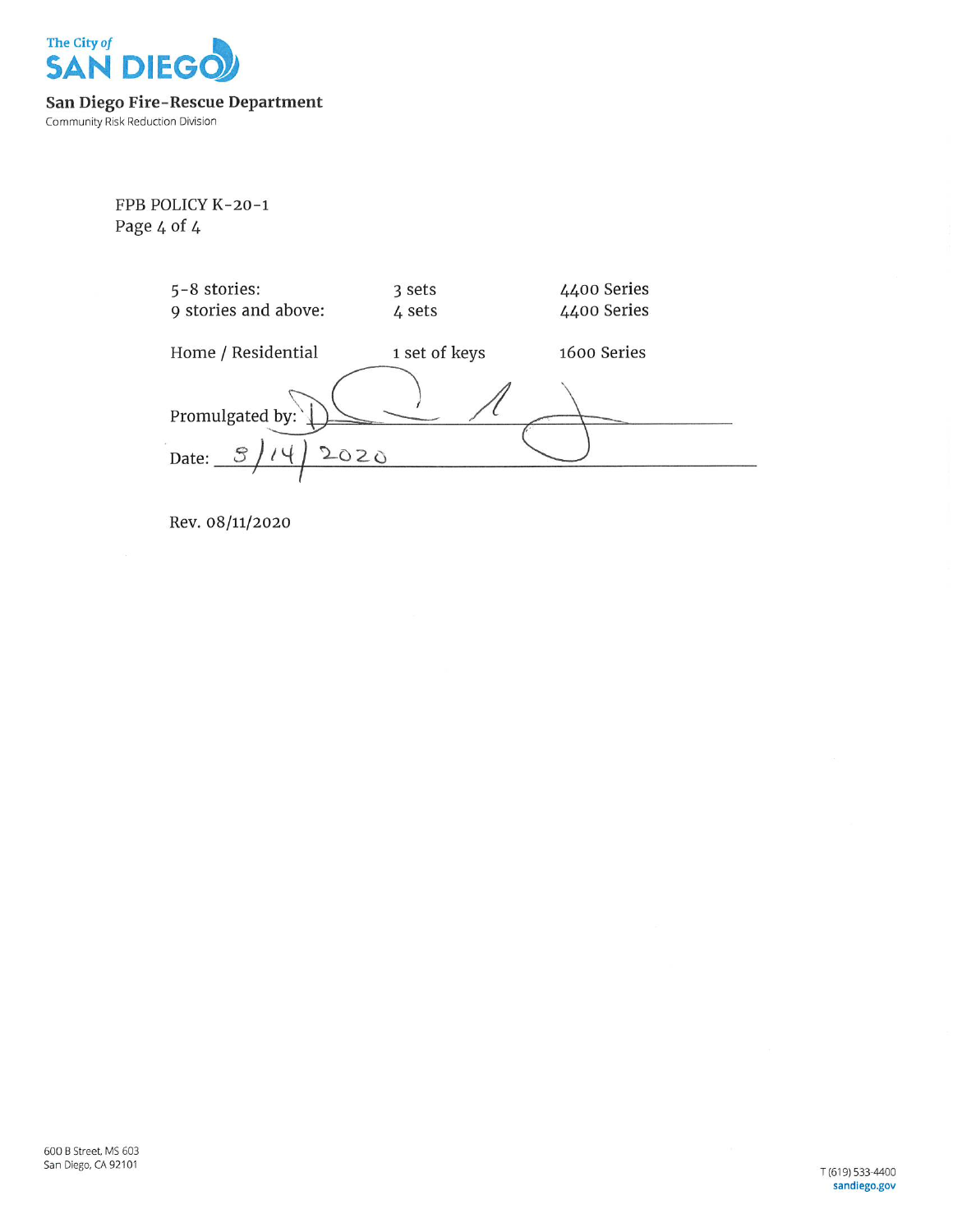The City of SAN DIEGO

San Diego Fire-Rescue Department

Community Risk Reduction Division

FPB POLICY K-20-1

| | | |
|---|---|---|
| 5-8 stories: | 3 sets | 4400 Series |
| 9 stories and above: | 4 sets | 4400 Series |
| Home / Residential | 1 set of keys | 1600 Series |

Promulgated by: _______________

Date: 8/14/2020

Rev. 08/11/2020

600 B Street, MS 603
San Diego, CA 92101

T (619) 533-4400
sandiego.gov